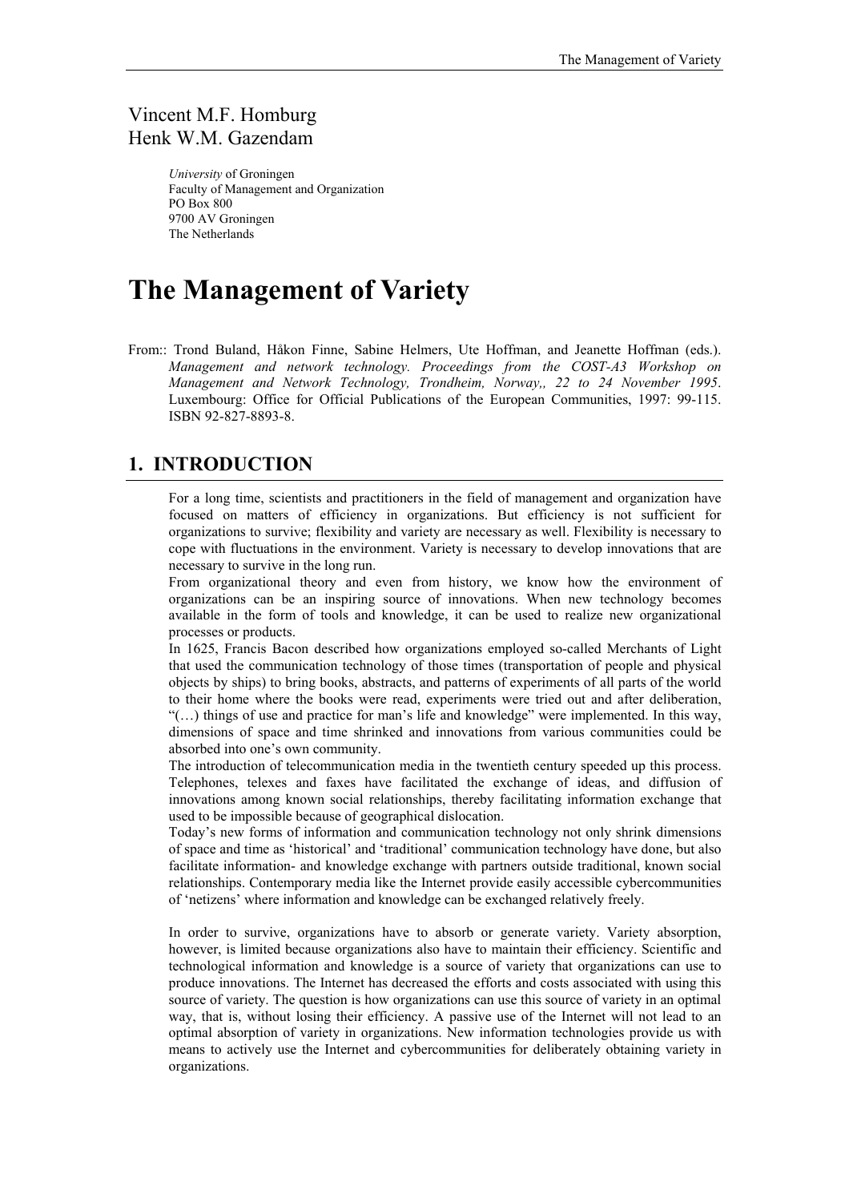Vincent M.F. Homburg
Henk W.M. Gazendam

*University* of Groningen
Faculty of Management and Organization
PO Box 800
9700 AV Groningen
The Netherlands

# The Management of Variety

From:: Trond Buland, Håkon Finne, Sabine Helmers, Ute Hoffman, and Jeanette Hoffman (eds.). *Management and network technology. Proceedings from the COST-A3 Workshop on Management and Network Technology, Trondheim, Norway,, 22 to 24 November 1995*. Luxembourg: Office for Official Publications of the European Communities, 1997: 99-115. ISBN 92-827-8893-8.

## 1. INTRODUCTION

For a long time, scientists and practitioners in the field of management and organization have focused on matters of efficiency in organizations. But efficiency is not sufficient for organizations to survive; flexibility and variety are necessary as well. Flexibility is necessary to cope with fluctuations in the environment. Variety is necessary to develop innovations that are necessary to survive in the long run.

From organizational theory and even from history, we know how the environment of organizations can be an inspiring source of innovations. When new technology becomes available in the form of tools and knowledge, it can be used to realize new organizational processes or products.

In 1625, Francis Bacon described how organizations employed so-called Merchants of Light that used the communication technology of those times (transportation of people and physical objects by ships) to bring books, abstracts, and patterns of experiments of all parts of the world to their home where the books were read, experiments were tried out and after deliberation, "(…) things of use and practice for man's life and knowledge" were implemented. In this way, dimensions of space and time shrinked and innovations from various communities could be absorbed into one's own community.

The introduction of telecommunication media in the twentieth century speeded up this process. Telephones, telexes and faxes have facilitated the exchange of ideas, and diffusion of innovations among known social relationships, thereby facilitating information exchange that used to be impossible because of geographical dislocation.

Today's new forms of information and communication technology not only shrink dimensions of space and time as 'historical' and 'traditional' communication technology have done, but also facilitate information- and knowledge exchange with partners outside traditional, known social relationships. Contemporary media like the Internet provide easily accessible cybercommunities of 'netizens' where information and knowledge can be exchanged relatively freely.

In order to survive, organizations have to absorb or generate variety. Variety absorption, however, is limited because organizations also have to maintain their efficiency. Scientific and technological information and knowledge is a source of variety that organizations can use to produce innovations. The Internet has decreased the efforts and costs associated with using this source of variety. The question is how organizations can use this source of variety in an optimal way, that is, without losing their efficiency. A passive use of the Internet will not lead to an optimal absorption of variety in organizations. New information technologies provide us with means to actively use the Internet and cybercommunities for deliberately obtaining variety in organizations.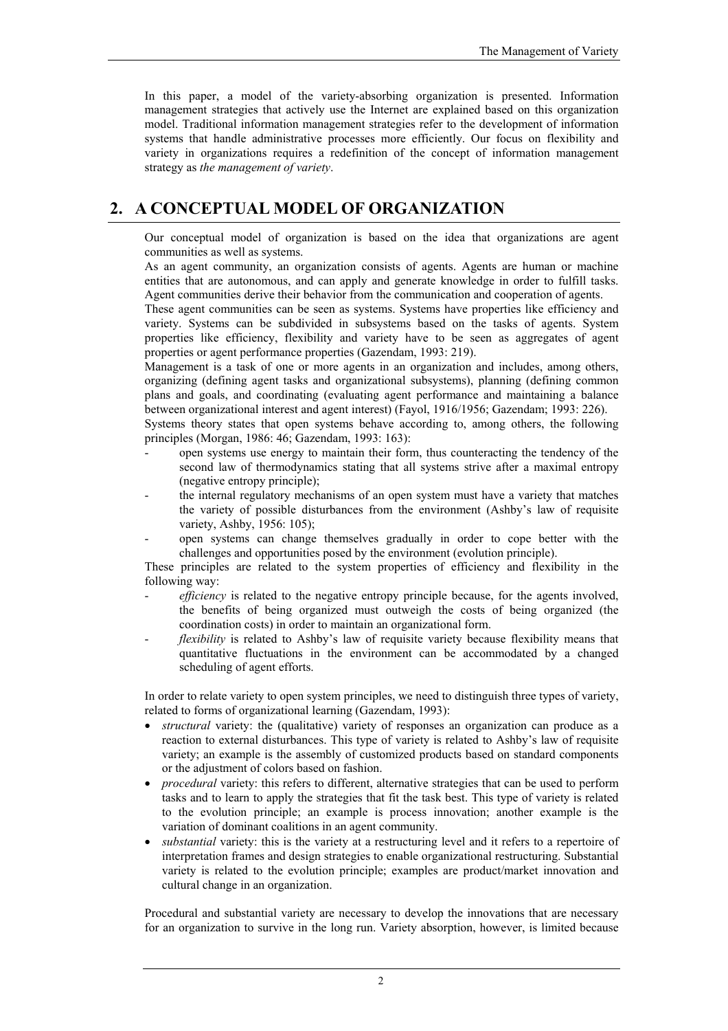In this paper, a model of the variety-absorbing organization is presented. Information management strategies that actively use the Internet are explained based on this organization model. Traditional information management strategies refer to the development of information systems that handle administrative processes more efficiently. Our focus on flexibility and variety in organizations requires a redefinition of the concept of information management strategy as *the management of variety*.

## 2. A CONCEPTUAL MODEL OF ORGANIZATION

Our conceptual model of organization is based on the idea that organizations are agent communities as well as systems.

As an agent community, an organization consists of agents. Agents are human or machine entities that are autonomous, and can apply and generate knowledge in order to fulfill tasks. Agent communities derive their behavior from the communication and cooperation of agents.

These agent communities can be seen as systems. Systems have properties like efficiency and variety. Systems can be subdivided in subsystems based on the tasks of agents. System properties like efficiency, flexibility and variety have to be seen as aggregates of agent properties or agent performance properties (Gazendam, 1993: 219).

Management is a task of one or more agents in an organization and includes, among others, organizing (defining agent tasks and organizational subsystems), planning (defining common plans and goals, and coordinating (evaluating agent performance and maintaining a balance between organizational interest and agent interest) (Fayol, 1916/1956; Gazendam; 1993: 226).

Systems theory states that open systems behave according to, among others, the following principles (Morgan, 1986: 46; Gazendam, 1993: 163):

- open systems use energy to maintain their form, thus counteracting the tendency of the second law of thermodynamics stating that all systems strive after a maximal entropy (negative entropy principle);
- the internal regulatory mechanisms of an open system must have a variety that matches the variety of possible disturbances from the environment (Ashby's law of requisite variety, Ashby, 1956: 105);
- open systems can change themselves gradually in order to cope better with the challenges and opportunities posed by the environment (evolution principle).

These principles are related to the system properties of efficiency and flexibility in the following way:

- *efficiency* is related to the negative entropy principle because, for the agents involved, the benefits of being organized must outweigh the costs of being organized (the coordination costs) in order to maintain an organizational form.
- *flexibility* is related to Ashby's law of requisite variety because flexibility means that quantitative fluctuations in the environment can be accommodated by a changed scheduling of agent efforts.

In order to relate variety to open system principles, we need to distinguish three types of variety, related to forms of organizational learning (Gazendam, 1993):

- *structural* variety: the (qualitative) variety of responses an organization can produce as a reaction to external disturbances. This type of variety is related to Ashby's law of requisite variety; an example is the assembly of customized products based on standard components or the adjustment of colors based on fashion.
- *procedural* variety: this refers to different, alternative strategies that can be used to perform tasks and to learn to apply the strategies that fit the task best. This type of variety is related to the evolution principle; an example is process innovation; another example is the variation of dominant coalitions in an agent community.
- *substantial* variety: this is the variety at a restructuring level and it refers to a repertoire of interpretation frames and design strategies to enable organizational restructuring. Substantial variety is related to the evolution principle; examples are product/market innovation and cultural change in an organization.

Procedural and substantial variety are necessary to develop the innovations that are necessary for an organization to survive in the long run. Variety absorption, however, is limited because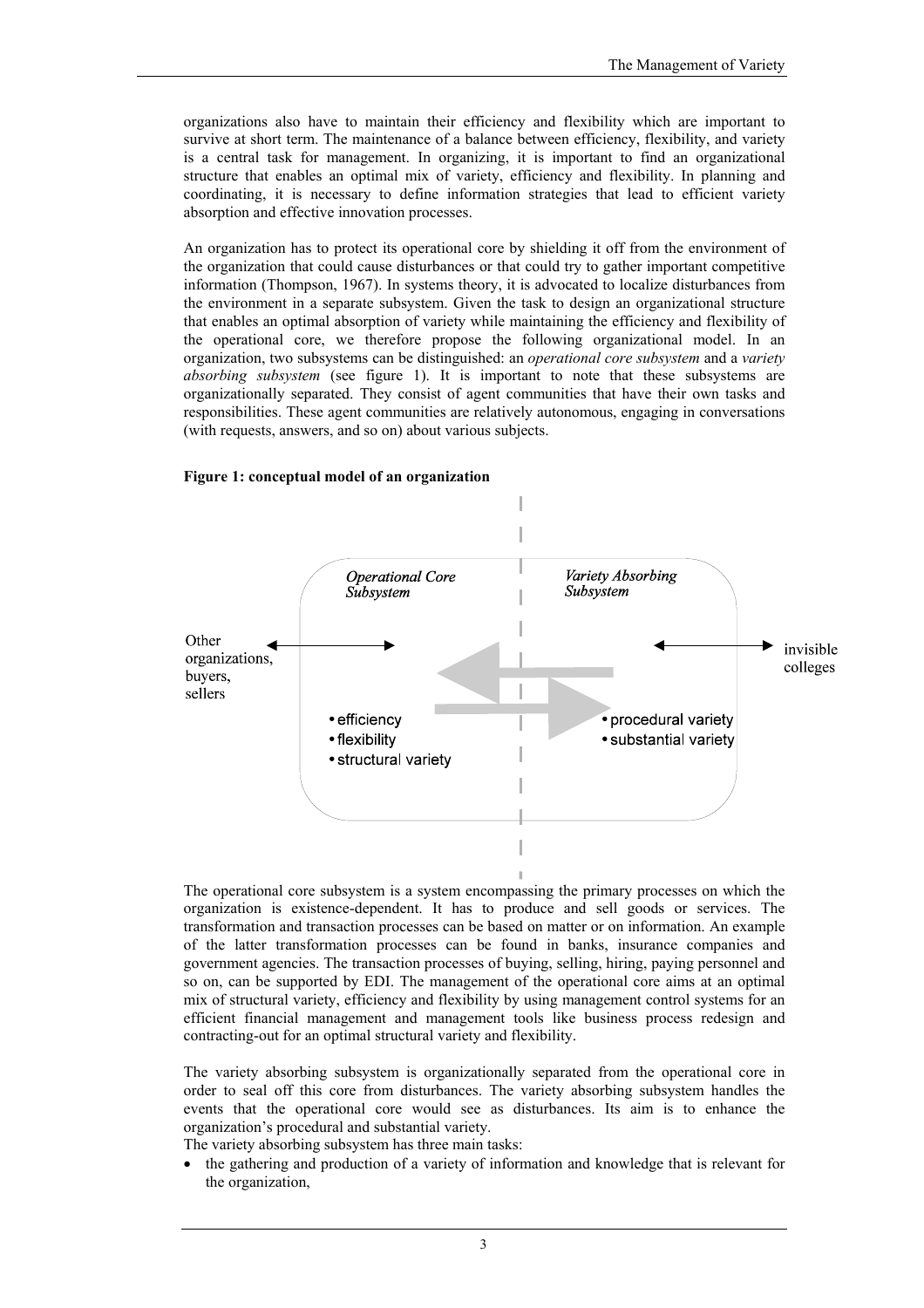organizations also have to maintain their efficiency and flexibility which are important to survive at short term. The maintenance of a balance between efficiency, flexibility, and variety is a central task for management. In organizing, it is important to find an organizational structure that enables an optimal mix of variety, efficiency and flexibility. In planning and coordinating, it is necessary to define information strategies that lead to efficient variety absorption and effective innovation processes.

An organization has to protect its operational core by shielding it off from the environment of the organization that could cause disturbances or that could try to gather important competitive information (Thompson, 1967). In systems theory, it is advocated to localize disturbances from the environment in a separate subsystem. Given the task to design an organizational structure that enables an optimal absorption of variety while maintaining the efficiency and flexibility of the operational core, we therefore propose the following organizational model. In an organization, two subsystems can be distinguished: an *operational core subsystem* and a *variety absorbing subsystem* (see figure 1). It is important to note that these subsystems are organizationally separated. They consist of agent communities that have their own tasks and responsibilities. These agent communities are relatively autonomous, engaging in conversations (with requests, answers, and so on) about various subjects.

**Figure 1: conceptual model of an organization**

Other organizations, buyers, sellers ⟷ *Operational Core Subsystem*: • efficiency • flexibility • structural variety

*Variety Absorbing Subsystem*: • procedural variety • substantial variety ⟷ invisible colleges

The operational core subsystem is a system encompassing the primary processes on which the organization is existence-dependent. It has to produce and sell goods or services. The transformation and transaction processes can be based on matter or on information. An example of the latter transformation processes can be found in banks, insurance companies and government agencies. The transaction processes of buying, selling, hiring, paying personnel and so on, can be supported by EDI. The management of the operational core aims at an optimal mix of structural variety, efficiency and flexibility by using management control systems for an efficient financial management and management tools like business process redesign and contracting-out for an optimal structural variety and flexibility.

The variety absorbing subsystem is organizationally separated from the operational core in order to seal off this core from disturbances. The variety absorbing subsystem handles the events that the operational core would see as disturbances. Its aim is to enhance the organization's procedural and substantial variety.

The variety absorbing subsystem has three main tasks:

- the gathering and production of a variety of information and knowledge that is relevant for the organization,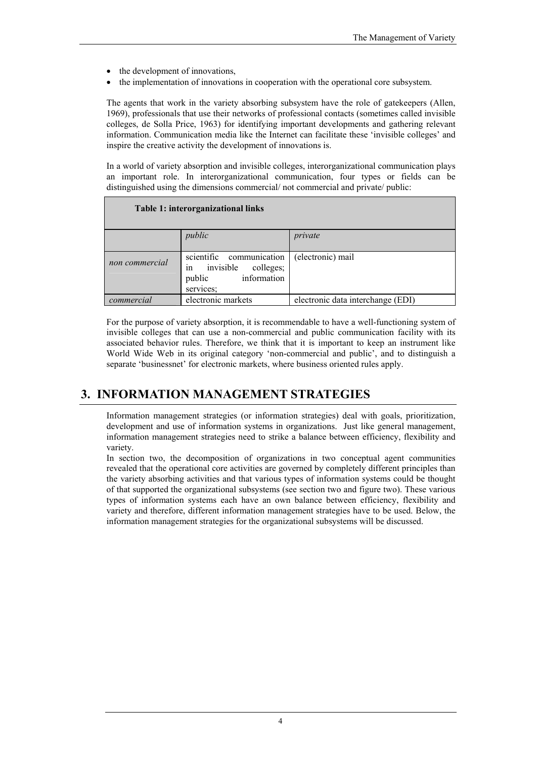- the development of innovations,
- the implementation of innovations in cooperation with the operational core subsystem.

The agents that work in the variety absorbing subsystem have the role of gatekeepers (Allen, 1969), professionals that use their networks of professional contacts (sometimes called invisible colleges, de Solla Price, 1963) for identifying important developments and gathering relevant information. Communication media like the Internet can facilitate these 'invisible colleges' and inspire the creative activity the development of innovations is.

In a world of variety absorption and invisible colleges, interorganizational communication plays an important role. In interorganizational communication, four types or fields can be distinguished using the dimensions commercial/ not commercial and private/ public:

**Table 1: interorganizational links**

| | *public* | *private* |
|---|---|---|
| *non commercial* | scientific communication in invisible colleges; public information services; | (electronic) mail |
| *commercial* | electronic markets | electronic data interchange (EDI) |

For the purpose of variety absorption, it is recommendable to have a well-functioning system of invisible colleges that can use a non-commercial and public communication facility with its associated behavior rules. Therefore, we think that it is important to keep an instrument like World Wide Web in its original category 'non-commercial and public', and to distinguish a separate 'businessnet' for electronic markets, where business oriented rules apply.

# 3. INFORMATION MANAGEMENT STRATEGIES

Information management strategies (or information strategies) deal with goals, prioritization, development and use of information systems in organizations. Just like general management, information management strategies need to strike a balance between efficiency, flexibility and variety.

In section two, the decomposition of organizations in two conceptual agent communities revealed that the operational core activities are governed by completely different principles than the variety absorbing activities and that various types of information systems could be thought of that supported the organizational subsystems (see section two and figure two). These various types of information systems each have an own balance between efficiency, flexibility and variety and therefore, different information management strategies have to be used. Below, the information management strategies for the organizational subsystems will be discussed.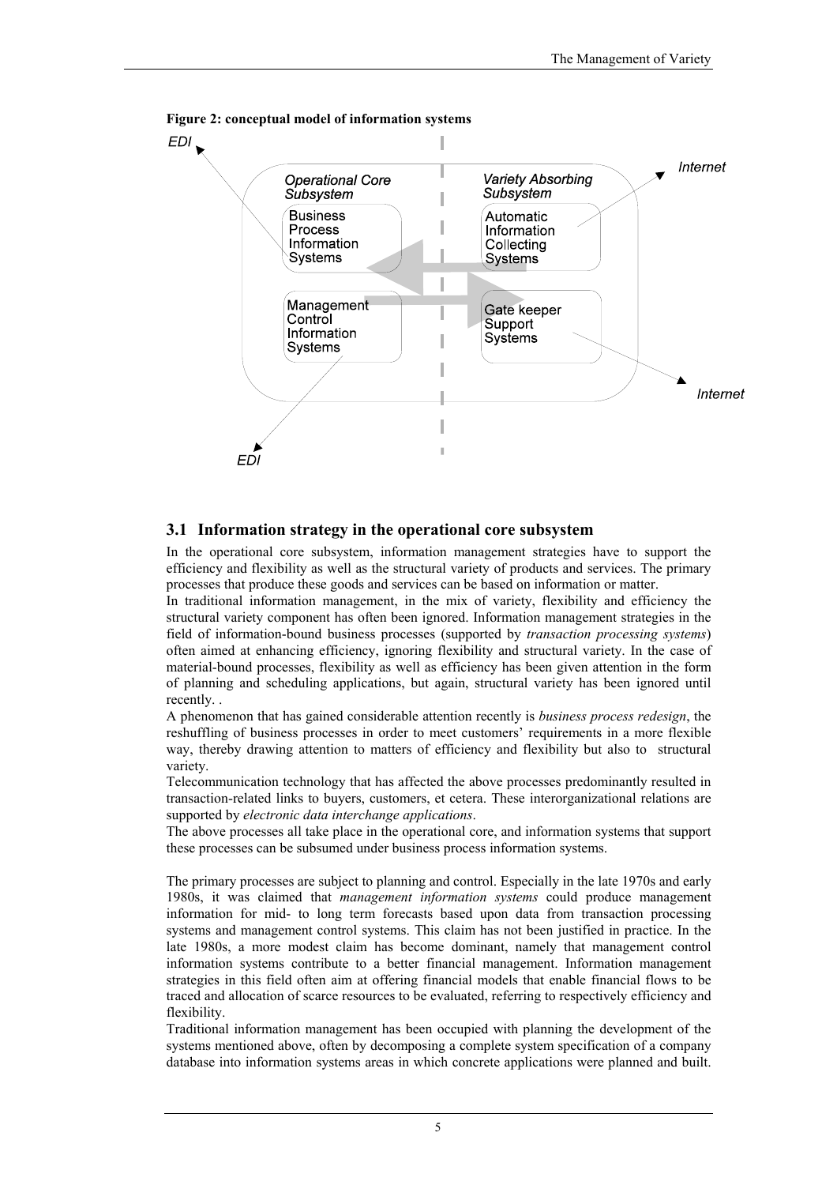**Figure 2: conceptual model of information systems**

EDI

Operational Core Subsystem

Business Process Information Systems

Management Control Information Systems

Variety Absorbing Subsystem

Automatic Information Collecting Systems

Gate keeper Support Systems

Internet

Internet

EDI

## 3.1 Information strategy in the operational core subsystem

In the operational core subsystem, information management strategies have to support the efficiency and flexibility as well as the structural variety of products and services. The primary processes that produce these goods and services can be based on information or matter.

In traditional information management, in the mix of variety, flexibility and efficiency the structural variety component has often been ignored. Information management strategies in the field of information-bound business processes (supported by *transaction processing systems*) often aimed at enhancing efficiency, ignoring flexibility and structural variety. In the case of material-bound processes, flexibility as well as efficiency has been given attention in the form of planning and scheduling applications, but again, structural variety has been ignored until recently. .

A phenomenon that has gained considerable attention recently is *business process redesign*, the reshuffling of business processes in order to meet customers' requirements in a more flexible way, thereby drawing attention to matters of efficiency and flexibility but also to structural variety.

Telecommunication technology that has affected the above processes predominantly resulted in transaction-related links to buyers, customers, et cetera. These interorganizational relations are supported by *electronic data interchange applications*.

The above processes all take place in the operational core, and information systems that support these processes can be subsumed under business process information systems.

The primary processes are subject to planning and control. Especially in the late 1970s and early 1980s, it was claimed that *management information systems* could produce management information for mid- to long term forecasts based upon data from transaction processing systems and management control systems. This claim has not been justified in practice. In the late 1980s, a more modest claim has become dominant, namely that management control information systems contribute to a better financial management. Information management strategies in this field often aim at offering financial models that enable financial flows to be traced and allocation of scarce resources to be evaluated, referring to respectively efficiency and flexibility.

Traditional information management has been occupied with planning the development of the systems mentioned above, often by decomposing a complete system specification of a company database into information systems areas in which concrete applications were planned and built.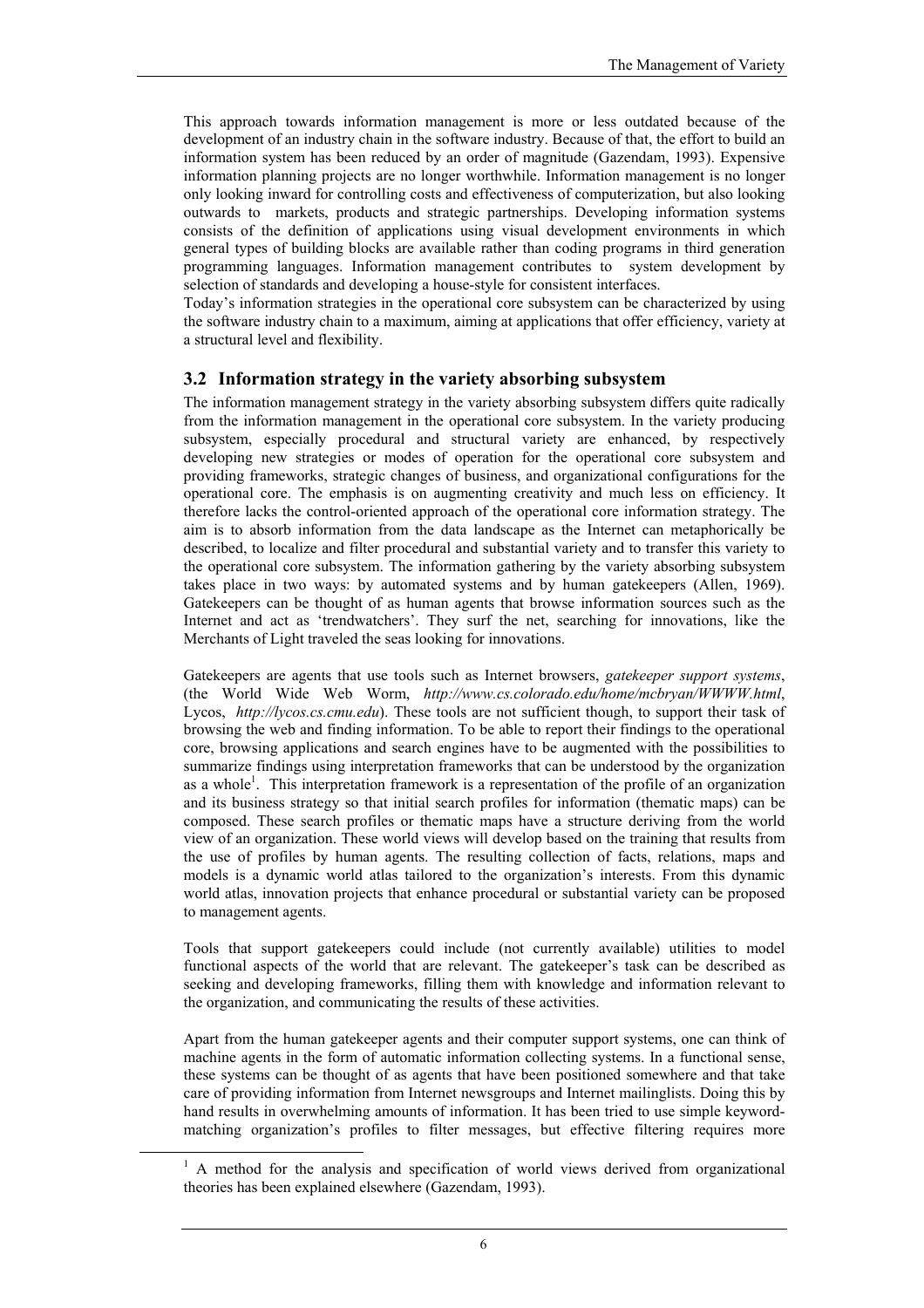This approach towards information management is more or less outdated because of the development of an industry chain in the software industry. Because of that, the effort to build an information system has been reduced by an order of magnitude (Gazendam, 1993). Expensive information planning projects are no longer worthwhile. Information management is no longer only looking inward for controlling costs and effectiveness of computerization, but also looking outwards to markets, products and strategic partnerships. Developing information systems consists of the definition of applications using visual development environments in which general types of building blocks are available rather than coding programs in third generation programming languages. Information management contributes to system development by selection of standards and developing a house-style for consistent interfaces.

Today's information strategies in the operational core subsystem can be characterized by using the software industry chain to a maximum, aiming at applications that offer efficiency, variety at a structural level and flexibility.

## 3.2 Information strategy in the variety absorbing subsystem

The information management strategy in the variety absorbing subsystem differs quite radically from the information management in the operational core subsystem. In the variety producing subsystem, especially procedural and structural variety are enhanced, by respectively developing new strategies or modes of operation for the operational core subsystem and providing frameworks, strategic changes of business, and organizational configurations for the operational core. The emphasis is on augmenting creativity and much less on efficiency. It therefore lacks the control-oriented approach of the operational core information strategy. The aim is to absorb information from the data landscape as the Internet can metaphorically be described, to localize and filter procedural and substantial variety and to transfer this variety to the operational core subsystem. The information gathering by the variety absorbing subsystem takes place in two ways: by automated systems and by human gatekeepers (Allen, 1969). Gatekeepers can be thought of as human agents that browse information sources such as the Internet and act as 'trendwatchers'. They surf the net, searching for innovations, like the Merchants of Light traveled the seas looking for innovations.

Gatekeepers are agents that use tools such as Internet browsers, *gatekeeper support systems*, (the World Wide Web Worm, *http://www.cs.colorado.edu/home/mcbryan/WWWW.html*, Lycos, *http://lycos.cs.cmu.edu*). These tools are not sufficient though, to support their task of browsing the web and finding information. To be able to report their findings to the operational core, browsing applications and search engines have to be augmented with the possibilities to summarize findings using interpretation frameworks that can be understood by the organization as a whole[1]. This interpretation framework is a representation of the profile of an organization and its business strategy so that initial search profiles for information (thematic maps) can be composed. These search profiles or thematic maps have a structure deriving from the world view of an organization. These world views will develop based on the training that results from the use of profiles by human agents. The resulting collection of facts, relations, maps and models is a dynamic world atlas tailored to the organization's interests. From this dynamic world atlas, innovation projects that enhance procedural or substantial variety can be proposed to management agents.

Tools that support gatekeepers could include (not currently available) utilities to model functional aspects of the world that are relevant. The gatekeeper's task can be described as seeking and developing frameworks, filling them with knowledge and information relevant to the organization, and communicating the results of these activities.

Apart from the human gatekeeper agents and their computer support systems, one can think of machine agents in the form of automatic information collecting systems. In a functional sense, these systems can be thought of as agents that have been positioned somewhere and that take care of providing information from Internet newsgroups and Internet mailinglists. Doing this by hand results in overwhelming amounts of information. It has been tried to use simple keyword-matching organization's profiles to filter messages, but effective filtering requires more

[1] A method for the analysis and specification of world views derived from organizational theories has been explained elsewhere (Gazendam, 1993).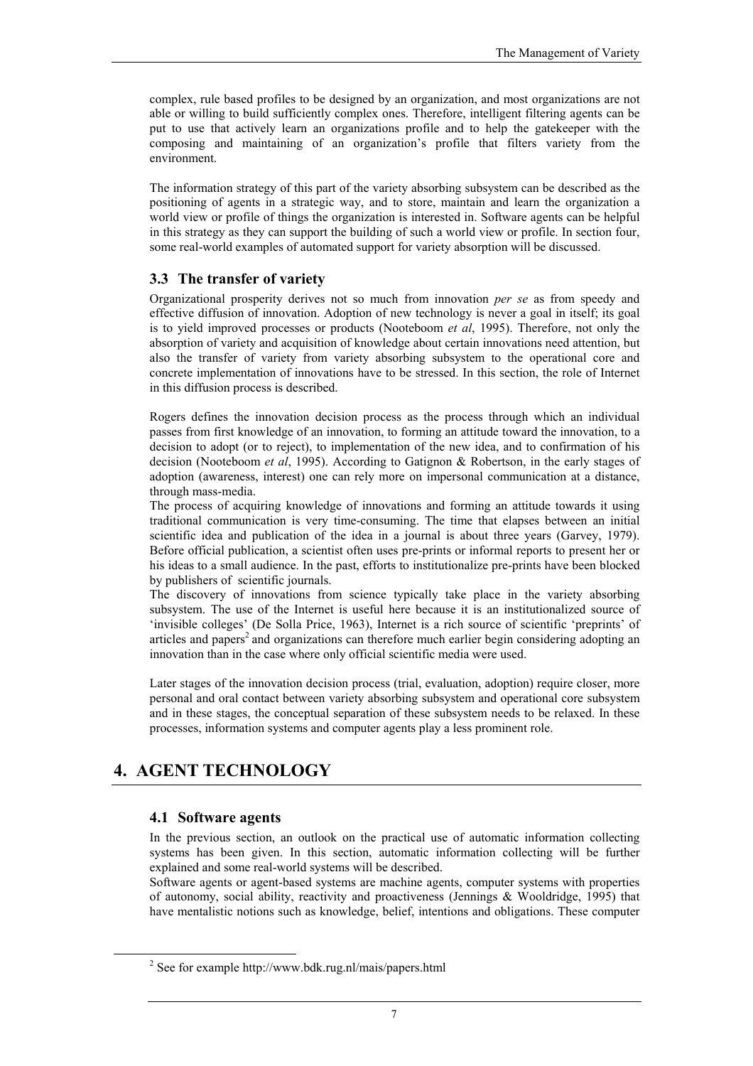complex, rule based profiles to be designed by an organization, and most organizations are not able or willing to build sufficiently complex ones. Therefore, intelligent filtering agents can be put to use that actively learn an organizations profile and to help the gatekeeper with the composing and maintaining of an organization's profile that filters variety from the environment.

The information strategy of this part of the variety absorbing subsystem can be described as the positioning of agents in a strategic way, and to store, maintain and learn the organization a world view or profile of things the organization is interested in. Software agents can be helpful in this strategy as they can support the building of such a world view or profile. In section four, some real-world examples of automated support for variety absorption will be discussed.

### 3.3 The transfer of variety

Organizational prosperity derives not so much from innovation *per se* as from speedy and effective diffusion of innovation. Adoption of new technology is never a goal in itself; its goal is to yield improved processes or products (Nooteboom *et al*, 1995). Therefore, not only the absorption of variety and acquisition of knowledge about certain innovations need attention, but also the transfer of variety from variety absorbing subsystem to the operational core and concrete implementation of innovations have to be stressed. In this section, the role of Internet in this diffusion process is described.

Rogers defines the innovation decision process as the process through which an individual passes from first knowledge of an innovation, to forming an attitude toward the innovation, to a decision to adopt (or to reject), to implementation of the new idea, and to confirmation of his decision (Nooteboom *et al*, 1995). According to Gatignon & Robertson, in the early stages of adoption (awareness, interest) one can rely more on impersonal communication at a distance, through mass-media.

The process of acquiring knowledge of innovations and forming an attitude towards it using traditional communication is very time-consuming. The time that elapses between an initial scientific idea and publication of the idea in a journal is about three years (Garvey, 1979). Before official publication, a scientist often uses pre-prints or informal reports to present her or his ideas to a small audience. In the past, efforts to institutionalize pre-prints have been blocked by publishers of scientific journals.

The discovery of innovations from science typically take place in the variety absorbing subsystem. The use of the Internet is useful here because it is an institutionalized source of 'invisible colleges' (De Solla Price, 1963), Internet is a rich source of scientific 'preprints' of articles and papers[2] and organizations can therefore much earlier begin considering adopting an innovation than in the case where only official scientific media were used.

Later stages of the innovation decision process (trial, evaluation, adoption) require closer, more personal and oral contact between variety absorbing subsystem and operational core subsystem and in these stages, the conceptual separation of these subsystem needs to be relaxed. In these processes, information systems and computer agents play a less prominent role.

## 4. AGENT TECHNOLOGY

### 4.1 Software agents

In the previous section, an outlook on the practical use of automatic information collecting systems has been given. In this section, automatic information collecting will be further explained and some real-world systems will be described.

Software agents or agent-based systems are machine agents, computer systems with properties of autonomy, social ability, reactivity and proactiveness (Jennings & Wooldridge, 1995) that have mentalistic notions such as knowledge, belief, intentions and obligations. These computer

[2] See for example http://www.bdk.rug.nl/mais/papers.html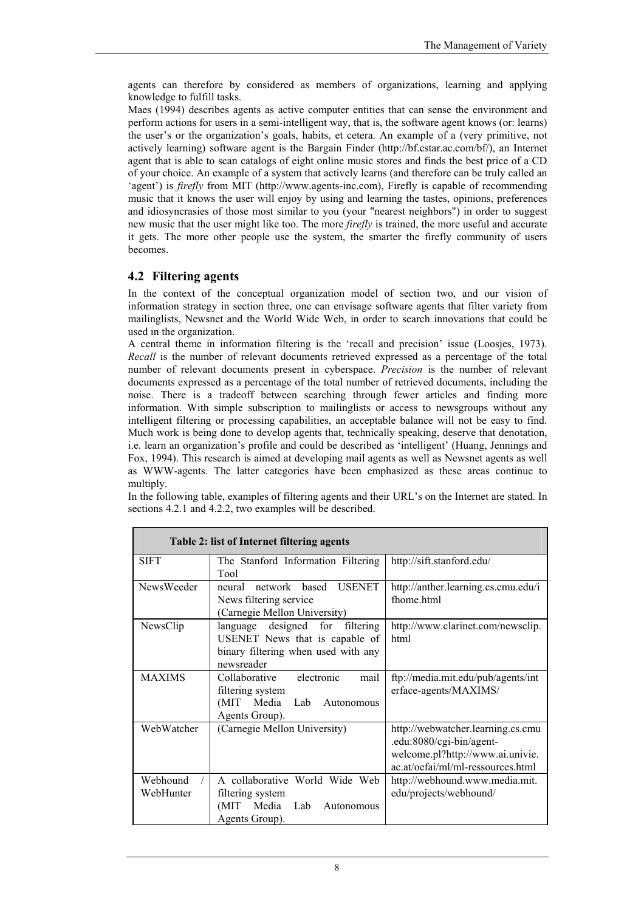agents can therefore by considered as members of organizations, learning and applying knowledge to fulfill tasks.

Maes (1994) describes agents as active computer entities that can sense the environment and perform actions for users in a semi-intelligent way, that is, the software agent knows (or: learns) the user's or the organization's goals, habits, et cetera. An example of a (very primitive, not actively learning) software agent is the Bargain Finder (http://bf.cstar.ac.com/bf/), an Internet agent that is able to scan catalogs of eight online music stores and finds the best price of a CD of your choice. An example of a system that actively learns (and therefore can be truly called an 'agent') is *firefly* from MIT (http://www.agents-inc.com), Firefly is capable of recommending music that it knows the user will enjoy by using and learning the tastes, opinions, preferences and idiosyncrasies of those most similar to you (your "nearest neighbors") in order to suggest new music that the user might like too. The more *firefly* is trained, the more useful and accurate it gets. The more other people use the system, the smarter the firefly community of users becomes.

## 4.2 Filtering agents

In the context of the conceptual organization model of section two, and our vision of information strategy in section three, one can envisage software agents that filter variety from mailinglists, Newsnet and the World Wide Web, in order to search innovations that could be used in the organization.

A central theme in information filtering is the 'recall and precision' issue (Loosjes, 1973). *Recall* is the number of relevant documents retrieved expressed as a percentage of the total number of relevant documents present in cyberspace. *Precision* is the number of relevant documents expressed as a percentage of the total number of retrieved documents, including the noise. There is a tradeoff between searching through fewer articles and finding more information. With simple subscription to mailinglists or access to newsgroups without any intelligent filtering or processing capabilities, an acceptable balance will not be easy to find. Much work is being done to develop agents that, technically speaking, deserve that denotation, i.e. learn an organization's profile and could be described as 'intelligent' (Huang, Jennings and Fox, 1994). This research is aimed at developing mail agents as well as Newsnet agents as well as WWW-agents. The latter categories have been emphasized as these areas continue to multiply.

In the following table, examples of filtering agents and their URL's on the Internet are stated. In sections 4.2.1 and 4.2.2, two examples will be described.

**Table 2: list of Internet filtering agents**

| | | |
|---|---|---|
| SIFT | The Stanford Information Filtering Tool | http://sift.stanford.edu/ |
| NewsWeeder | neural network based USENET News filtering service (Carnegie Mellon University) | http://anther.learning.cs.cmu.edu/ifhome.html |
| NewsClip | language designed for filtering USENET News that is capable of binary filtering when used with any newsreader | http://www.clarinet.com/newsclip.html |
| MAXIMS | Collaborative electronic mail filtering system (MIT Media Lab Autonomous Agents Group). | ftp://media.mit.edu/pub/agents/interface-agents/MAXIMS/ |
| WebWatcher | (Carnegie Mellon University) | http://webwatcher.learning.cs.cmu.edu:8080/cgi-bin/agent-welcome.pl?http://www.ai.univie.ac.at/oefai/ml/ml-ressources.html |
| Webhound / WebHunter | A collaborative World Wide Web filtering system (MIT Media Lab Autonomous Agents Group). | http://webhound.www.media.mit.edu/projects/webhound/ |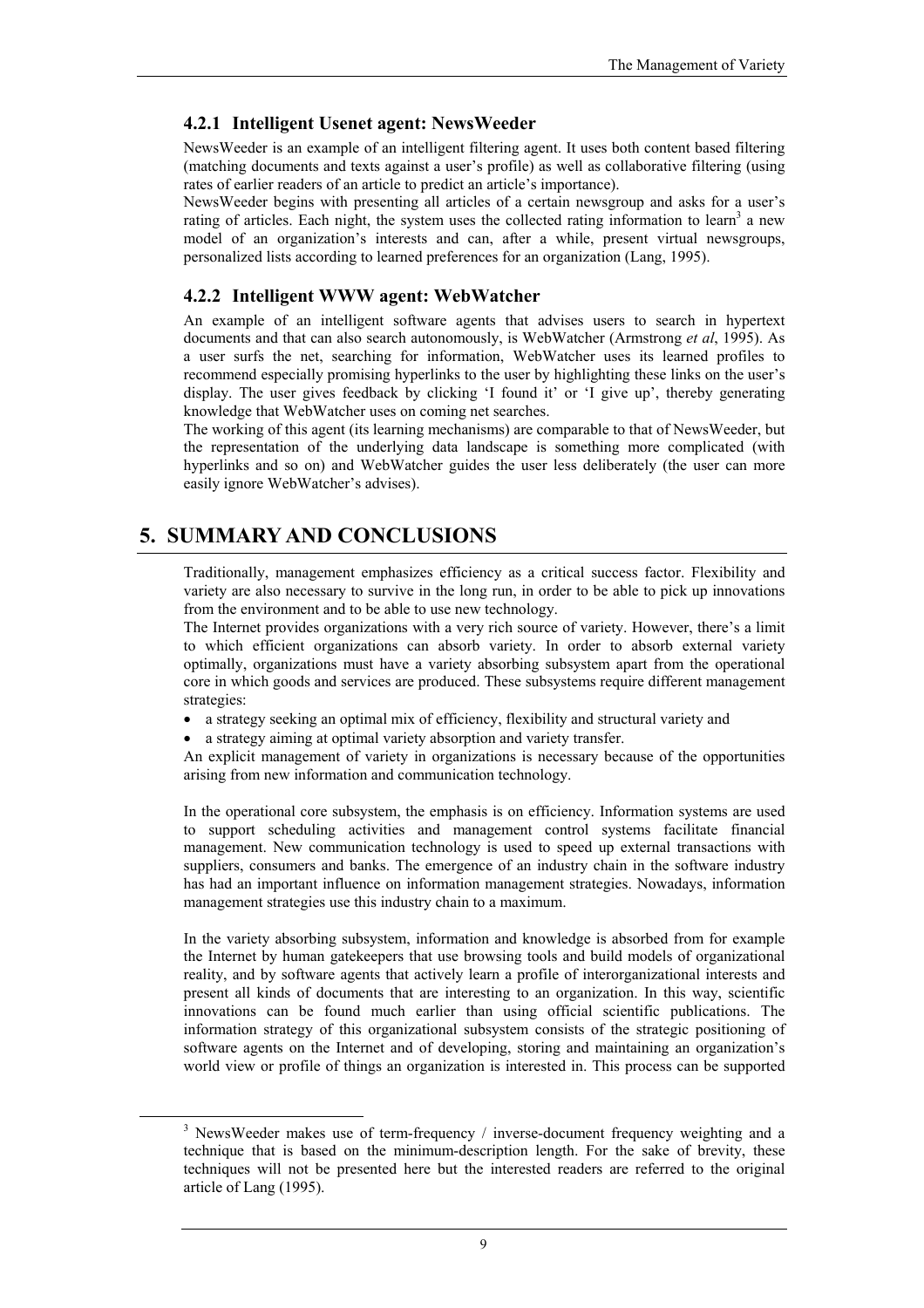### 4.2.1 Intelligent Usenet agent: NewsWeeder

NewsWeeder is an example of an intelligent filtering agent. It uses both content based filtering (matching documents and texts against a user's profile) as well as collaborative filtering (using rates of earlier readers of an article to predict an article's importance).

NewsWeeder begins with presenting all articles of a certain newsgroup and asks for a user's rating of articles. Each night, the system uses the collected rating information to learn[3] a new model of an organization's interests and can, after a while, present virtual newsgroups, personalized lists according to learned preferences for an organization (Lang, 1995).

### 4.2.2 Intelligent WWW agent: WebWatcher

An example of an intelligent software agents that advises users to search in hypertext documents and that can also search autonomously, is WebWatcher (Armstrong *et al*, 1995). As a user surfs the net, searching for information, WebWatcher uses its learned profiles to recommend especially promising hyperlinks to the user by highlighting these links on the user's display. The user gives feedback by clicking 'I found it' or 'I give up', thereby generating knowledge that WebWatcher uses on coming net searches.

The working of this agent (its learning mechanisms) are comparable to that of NewsWeeder, but the representation of the underlying data landscape is something more complicated (with hyperlinks and so on) and WebWatcher guides the user less deliberately (the user can more easily ignore WebWatcher's advises).

## 5. SUMMARY AND CONCLUSIONS

Traditionally, management emphasizes efficiency as a critical success factor. Flexibility and variety are also necessary to survive in the long run, in order to be able to pick up innovations from the environment and to be able to use new technology.

The Internet provides organizations with a very rich source of variety. However, there's a limit to which efficient organizations can absorb variety. In order to absorb external variety optimally, organizations must have a variety absorbing subsystem apart from the operational core in which goods and services are produced. These subsystems require different management strategies:

- a strategy seeking an optimal mix of efficiency, flexibility and structural variety and
- a strategy aiming at optimal variety absorption and variety transfer.

An explicit management of variety in organizations is necessary because of the opportunities arising from new information and communication technology.

In the operational core subsystem, the emphasis is on efficiency. Information systems are used to support scheduling activities and management control systems facilitate financial management. New communication technology is used to speed up external transactions with suppliers, consumers and banks. The emergence of an industry chain in the software industry has had an important influence on information management strategies. Nowadays, information management strategies use this industry chain to a maximum.

In the variety absorbing subsystem, information and knowledge is absorbed from for example the Internet by human gatekeepers that use browsing tools and build models of organizational reality, and by software agents that actively learn a profile of interorganizational interests and present all kinds of documents that are interesting to an organization. In this way, scientific innovations can be found much earlier than using official scientific publications. The information strategy of this organizational subsystem consists of the strategic positioning of software agents on the Internet and of developing, storing and maintaining an organization's world view or profile of things an organization is interested in. This process can be supported

---

[3] NewsWeeder makes use of term-frequency / inverse-document frequency weighting and a technique that is based on the minimum-description length. For the sake of brevity, these techniques will not be presented here but the interested readers are referred to the original article of Lang (1995).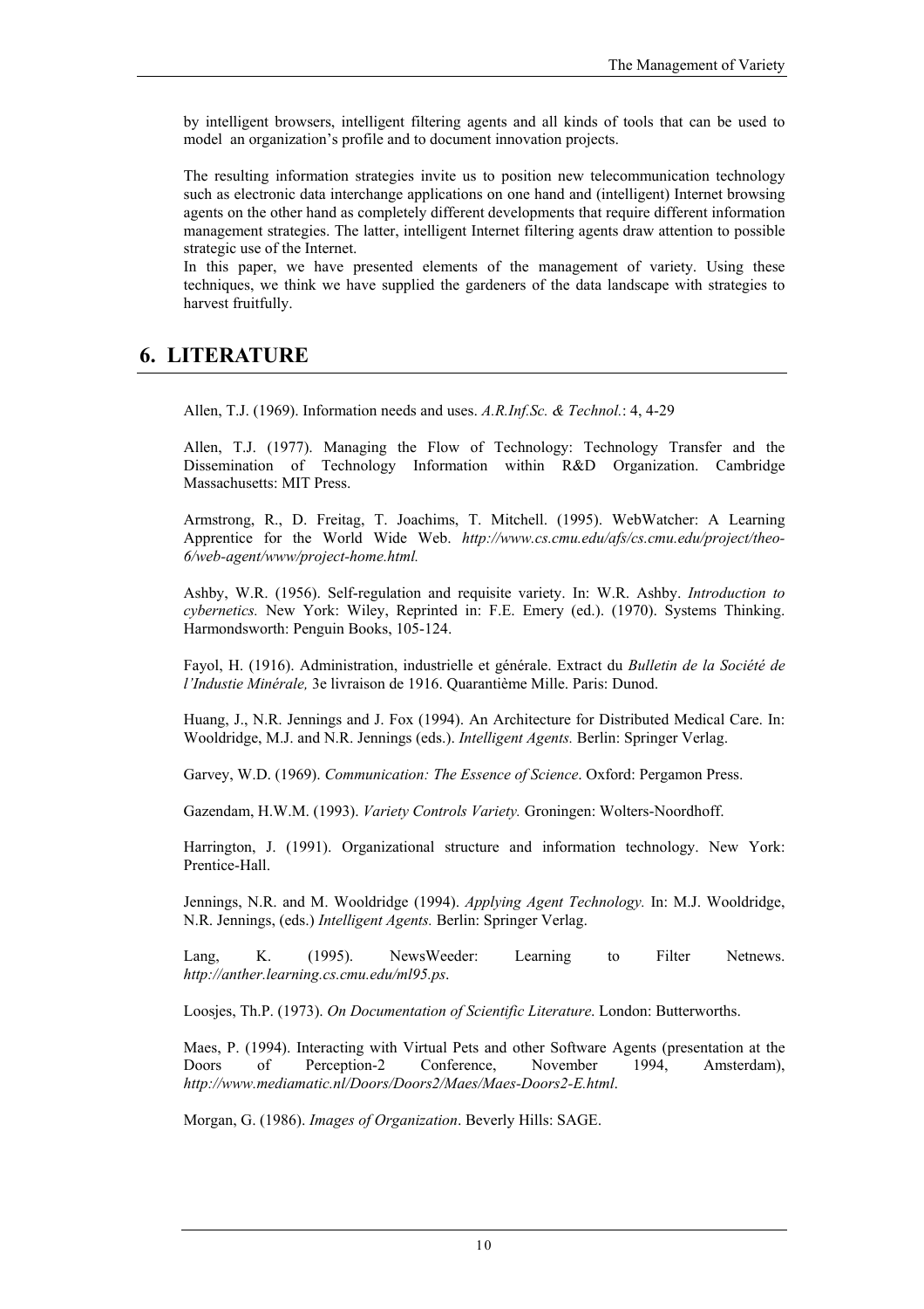by intelligent browsers, intelligent filtering agents and all kinds of tools that can be used to model an organization's profile and to document innovation projects.

The resulting information strategies invite us to position new telecommunication technology such as electronic data interchange applications on one hand and (intelligent) Internet browsing agents on the other hand as completely different developments that require different information management strategies. The latter, intelligent Internet filtering agents draw attention to possible strategic use of the Internet.
In this paper, we have presented elements of the management of variety. Using these techniques, we think we have supplied the gardeners of the data landscape with strategies to harvest fruitfully.

## 6. LITERATURE

Allen, T.J. (1969). Information needs and uses. *A.R.Inf.Sc. & Technol.*: 4, 4-29

Allen, T.J. (1977). Managing the Flow of Technology: Technology Transfer and the Dissemination of Technology Information within R&D Organization. Cambridge Massachusetts: MIT Press.

Armstrong, R., D. Freitag, T. Joachims, T. Mitchell. (1995). WebWatcher: A Learning Apprentice for the World Wide Web. *http://www.cs.cmu.edu/afs/cs.cmu.edu/project/theo-6/web-agent/www/project-home.html.*

Ashby, W.R. (1956). Self-regulation and requisite variety. In: W.R. Ashby. *Introduction to cybernetics.* New York: Wiley, Reprinted in: F.E. Emery (ed.). (1970). Systems Thinking. Harmondsworth: Penguin Books, 105-124.

Fayol, H. (1916). Administration, industrielle et générale. Extract du *Bulletin de la Société de l'Industie Minérale,* 3e livraison de 1916. Quarantième Mille. Paris: Dunod.

Huang, J., N.R. Jennings and J. Fox (1994). An Architecture for Distributed Medical Care. In: Wooldridge, M.J. and N.R. Jennings (eds.). *Intelligent Agents.* Berlin: Springer Verlag.

Garvey, W.D. (1969). *Communication: The Essence of Science*. Oxford: Pergamon Press.

Gazendam, H.W.M. (1993). *Variety Controls Variety.* Groningen: Wolters-Noordhoff.

Harrington, J. (1991). Organizational structure and information technology. New York: Prentice-Hall.

Jennings, N.R. and M. Wooldridge (1994). *Applying Agent Technology.* In: M.J. Wooldridge, N.R. Jennings, (eds.) *Intelligent Agents.* Berlin: Springer Verlag.

Lang, K. (1995). NewsWeeder: Learning to Filter Netnews. *http://anther.learning.cs.cmu.edu/ml95.ps*.

Loosjes, Th.P. (1973). *On Documentation of Scientific Literature*. London: Butterworths.

Maes, P. (1994). Interacting with Virtual Pets and other Software Agents (presentation at the Doors of Perception-2 Conference, November 1994, Amsterdam), *http://www.mediamatic.nl/Doors/Doors2/Maes/Maes-Doors2-E.html*.

Morgan, G. (1986). *Images of Organization*. Beverly Hills: SAGE.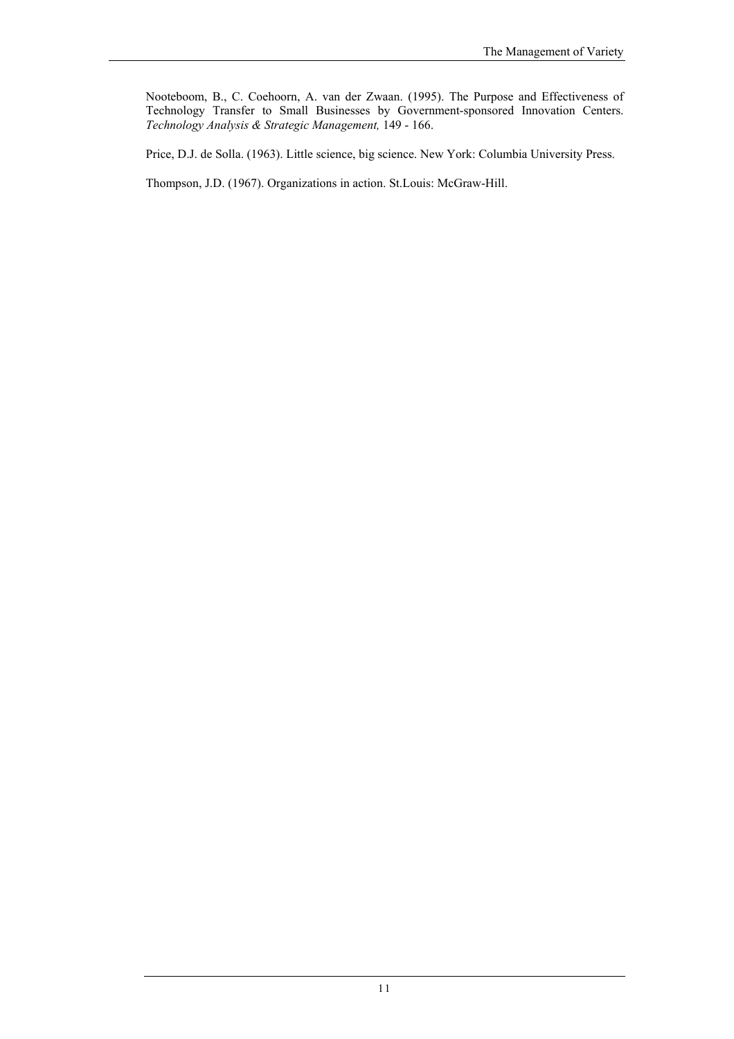Nooteboom, B., C. Coehoorn, A. van der Zwaan. (1995). The Purpose and Effectiveness of Technology Transfer to Small Businesses by Government-sponsored Innovation Centers. *Technology Analysis & Strategic Management,* 149 - 166.

Price, D.J. de Solla. (1963). Little science, big science. New York: Columbia University Press.

Thompson, J.D. (1967). Organizations in action. St.Louis: McGraw-Hill.